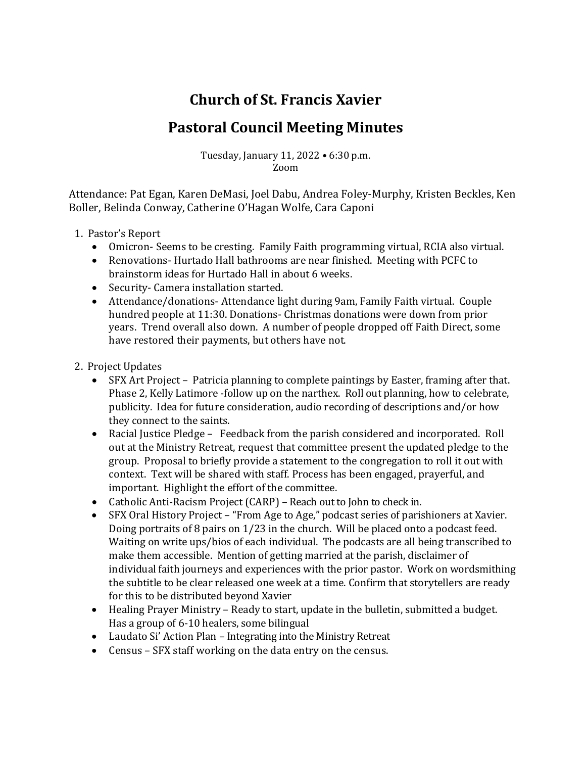# Church of St. Francis Xavier

## Pastoral Council Meeting Minutes

Tuesday, January 11, 2022 • 6:30 p.m.
Zoom

Attendance: Pat Egan, Karen DeMasi, Joel Dabu, Andrea Foley-Murphy, Kristen Beckles, Ken Boller, Belinda Conway, Catherine O'Hagan Wolfe, Cara Caponi

1. Pastor's Report
   - Omicron- Seems to be cresting. Family Faith programming virtual, RCIA also virtual.
   - Renovations- Hurtado Hall bathrooms are near finished. Meeting with PCFC to brainstorm ideas for Hurtado Hall in about 6 weeks.
   - Security- Camera installation started.
   - Attendance/donations- Attendance light during 9am, Family Faith virtual. Couple hundred people at 11:30. Donations- Christmas donations were down from prior years. Trend overall also down. A number of people dropped off Faith Direct, some have restored their payments, but others have not.

2. Project Updates
   - SFX Art Project – Patricia planning to complete paintings by Easter, framing after that. Phase 2, Kelly Latimore -follow up on the narthex. Roll out planning, how to celebrate, publicity. Idea for future consideration, audio recording of descriptions and/or how they connect to the saints.
   - Racial Justice Pledge – Feedback from the parish considered and incorporated. Roll out at the Ministry Retreat, request that committee present the updated pledge to the group. Proposal to briefly provide a statement to the congregation to roll it out with context. Text will be shared with staff. Process has been engaged, prayerful, and important. Highlight the effort of the committee.
   - Catholic Anti-Racism Project (CARP) – Reach out to John to check in.
   - SFX Oral History Project – "From Age to Age," podcast series of parishioners at Xavier. Doing portraits of 8 pairs on 1/23 in the church. Will be placed onto a podcast feed. Waiting on write ups/bios of each individual. The podcasts are all being transcribed to make them accessible. Mention of getting married at the parish, disclaimer of individual faith journeys and experiences with the prior pastor. Work on wordsmithing the subtitle to be clear released one week at a time. Confirm that storytellers are ready for this to be distributed beyond Xavier
   - Healing Prayer Ministry – Ready to start, update in the bulletin, submitted a budget. Has a group of 6-10 healers, some bilingual
   - Laudato Si' Action Plan – Integrating into the Ministry Retreat
   - Census – SFX staff working on the data entry on the census.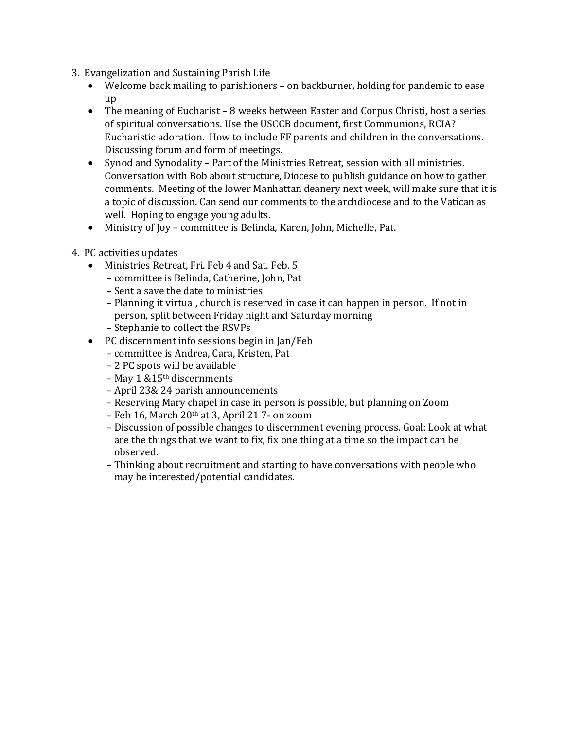3. Evangelization and Sustaining Parish Life
   - Welcome back mailing to parishioners – on backburner, holding for pandemic to ease up
   - The meaning of Eucharist – 8 weeks between Easter and Corpus Christi, host a series of spiritual conversations. Use the USCCB document, first Communions, RCIA? Eucharistic adoration. How to include FF parents and children in the conversations. Discussing forum and form of meetings.
   - Synod and Synodality – Part of the Ministries Retreat, session with all ministries. Conversation with Bob about structure, Diocese to publish guidance on how to gather comments. Meeting of the lower Manhattan deanery next week, will make sure that it is a topic of discussion. Can send our comments to the archdiocese and to the Vatican as well. Hoping to engage young adults.
   - Ministry of Joy – committee is Belinda, Karen, John, Michelle, Pat.

4. PC activities updates
   - Ministries Retreat, Fri. Feb 4 and Sat. Feb. 5
     – committee is Belinda, Catherine, John, Pat
     – Sent a save the date to ministries
     – Planning it virtual, church is reserved in case it can happen in person. If not in person, split between Friday night and Saturday morning
     – Stephanie to collect the RSVPs
   - PC discernment info sessions begin in Jan/Feb
     – committee is Andrea, Cara, Kristen, Pat
     – 2 PC spots will be available
     – May 1 &15th discernments
     – April 23& 24 parish announcements
     – Reserving Mary chapel in case in person is possible, but planning on Zoom
     – Feb 16, March 20th at 3, April 21 7- on zoom
     – Discussion of possible changes to discernment evening process. Goal: Look at what are the things that we want to fix, fix one thing at a time so the impact can be observed.
     – Thinking about recruitment and starting to have conversations with people who may be interested/potential candidates.